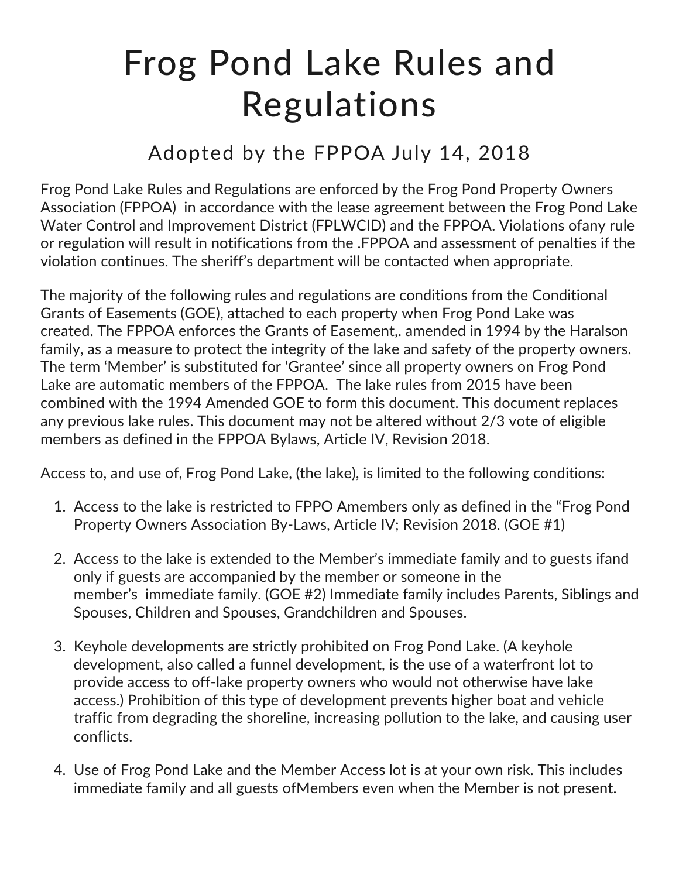# Frog Pond Lake Rules and Regulations

## Adopted by the FPPOA July 14, 2018

Frog Pond Lake Rules and Regulations are enforced by the Frog Pond Property Owners Association (FPPOA) in accordance with the lease agreement between the Frog Pond Lake Water Control and Improvement District (FPLWCID) and the FPPOA. Violations ofany rule or regulation will result in notifications from the .FPPOA and assessment of penalties if the violation continues. The sheriff's department will be contacted when appropriate.

The majority of the following rules and regulations are conditions from the Conditional Grants of Easements (GOE), attached to each property when Frog Pond Lake was created. The FPPOA enforces the Grants of Easement,. amended in 1994 by the Haralson family, as a measure to protect the integrity of the lake and safety of the property owners. The term 'Member' is substituted for 'Grantee' since all property owners on Frog Pond Lake are automatic members of the FPPOA. The lake rules from 2015 have been combined with the 1994 Amended GOE to form this document. This document replaces any previous lake rules. This document may not be altered without 2/3 vote of eligible members as defined in the FPPOA Bylaws, Article IV, Revision 2018.

Access to, and use of, Frog Pond Lake, (the lake), is limited to the following conditions:

1. Access to the lake is restricted to FPPO Amembers only as defined in the "Frog Pond Property Owners Association By-Laws, Article IV; Revision 2018. (GOE #1)

2. Access to the lake is extended to the Member's immediate family and to guests ifand only if guests are accompanied by the member or someone in the member's immediate family. (GOE #2) Immediate family includes Parents, Siblings and Spouses, Children and Spouses, Grandchildren and Spouses.

3. Keyhole developments are strictly prohibited on Frog Pond Lake. (A keyhole development, also called a funnel development, is the use of a waterfront lot to provide access to off-lake property owners who would not otherwise have lake access.) Prohibition of this type of development prevents higher boat and vehicle traffic from degrading the shoreline, increasing pollution to the lake, and causing user conflicts.

4. Use of Frog Pond Lake and the Member Access lot is at your own risk. This includes immediate family and all guests ofMembers even when the Member is not present.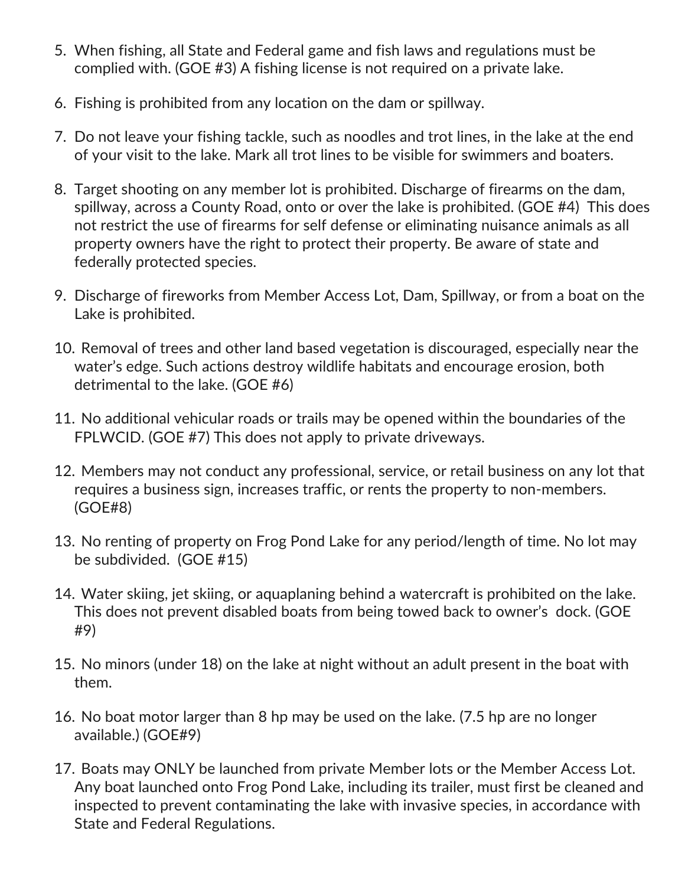5. When fishing, all State and Federal game and fish laws and regulations must be complied with. (GOE #3) A fishing license is not required on a private lake.

6. Fishing is prohibited from any location on the dam or spillway.

7. Do not leave your fishing tackle, such as noodles and trot lines, in the lake at the end of your visit to the lake. Mark all trot lines to be visible for swimmers and boaters.

8. Target shooting on any member lot is prohibited. Discharge of firearms on the dam, spillway, across a County Road, onto or over the lake is prohibited. (GOE #4) This does not restrict the use of firearms for self defense or eliminating nuisance animals as all property owners have the right to protect their property. Be aware of state and federally protected species.

9. Discharge of fireworks from Member Access Lot, Dam, Spillway, or from a boat on the Lake is prohibited.

10. Removal of trees and other land based vegetation is discouraged, especially near the water's edge. Such actions destroy wildlife habitats and encourage erosion, both detrimental to the lake. (GOE #6)

11. No additional vehicular roads or trails may be opened within the boundaries of the FPLWCID. (GOE #7) This does not apply to private driveways.

12. Members may not conduct any professional, service, or retail business on any lot that requires a business sign, increases traffic, or rents the property to non-members. (GOE#8)

13. No renting of property on Frog Pond Lake for any period/length of time. No lot may be subdivided. (GOE #15)

14. Water skiing, jet skiing, or aquaplaning behind a watercraft is prohibited on the lake. This does not prevent disabled boats from being towed back to owner's dock. (GOE #9)

15. No minors (under 18) on the lake at night without an adult present in the boat with them.

16. No boat motor larger than 8 hp may be used on the lake. (7.5 hp are no longer available.) (GOE#9)

17. Boats may ONLY be launched from private Member lots or the Member Access Lot. Any boat launched onto Frog Pond Lake, including its trailer, must first be cleaned and inspected to prevent contaminating the lake with invasive species, in accordance with State and Federal Regulations.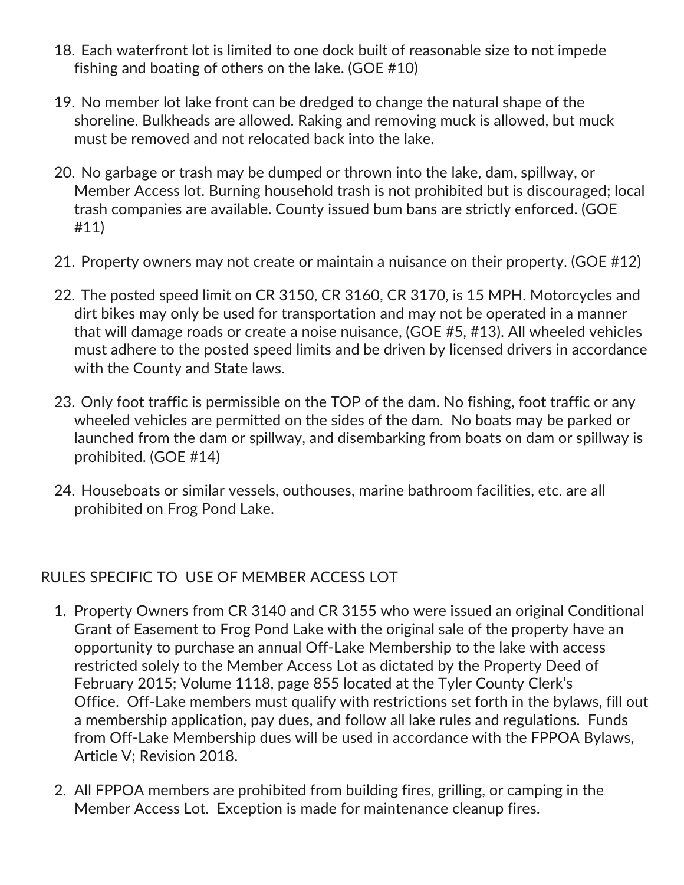18. Each waterfront lot is limited to one dock built of reasonable size to not impede fishing and boating of others on the lake. (GOE #10)

19. No member lot lake front can be dredged to change the natural shape of the shoreline. Bulkheads are allowed. Raking and removing muck is allowed, but muck must be removed and not relocated back into the lake.

20. No garbage or trash may be dumped or thrown into the lake, dam, spillway, or Member Access lot. Burning household trash is not prohibited but is discouraged; local trash companies are available. County issued bum bans are strictly enforced. (GOE #11)

21. Property owners may not create or maintain a nuisance on their property. (GOE #12)

22. The posted speed limit on CR 3150, CR 3160, CR 3170, is 15 MPH. Motorcycles and dirt bikes may only be used for transportation and may not be operated in a manner that will damage roads or create a noise nuisance, (GOE #5, #13). All wheeled vehicles must adhere to the posted speed limits and be driven by licensed drivers in accordance with the County and State laws.

23. Only foot traffic is permissible on the TOP of the dam. No fishing, foot traffic or any wheeled vehicles are permitted on the sides of the dam. No boats may be parked or launched from the dam or spillway, and disembarking from boats on dam or spillway is prohibited. (GOE #14)

24. Houseboats or similar vessels, outhouses, marine bathroom facilities, etc. are all prohibited on Frog Pond Lake.

## RULES SPECIFIC TO USE OF MEMBER ACCESS LOT

1. Property Owners from CR 3140 and CR 3155 who were issued an original Conditional Grant of Easement to Frog Pond Lake with the original sale of the property have an opportunity to purchase an annual Off-Lake Membership to the lake with access restricted solely to the Member Access Lot as dictated by the Property Deed of February 2015; Volume 1118, page 855 located at the Tyler County Clerk's Office. Off-Lake members must qualify with restrictions set forth in the bylaws, fill out a membership application, pay dues, and follow all lake rules and regulations. Funds from Off-Lake Membership dues will be used in accordance with the FPPOA Bylaws, Article V; Revision 2018.

2. All FPPOA members are prohibited from building fires, grilling, or camping in the Member Access Lot. Exception is made for maintenance cleanup fires.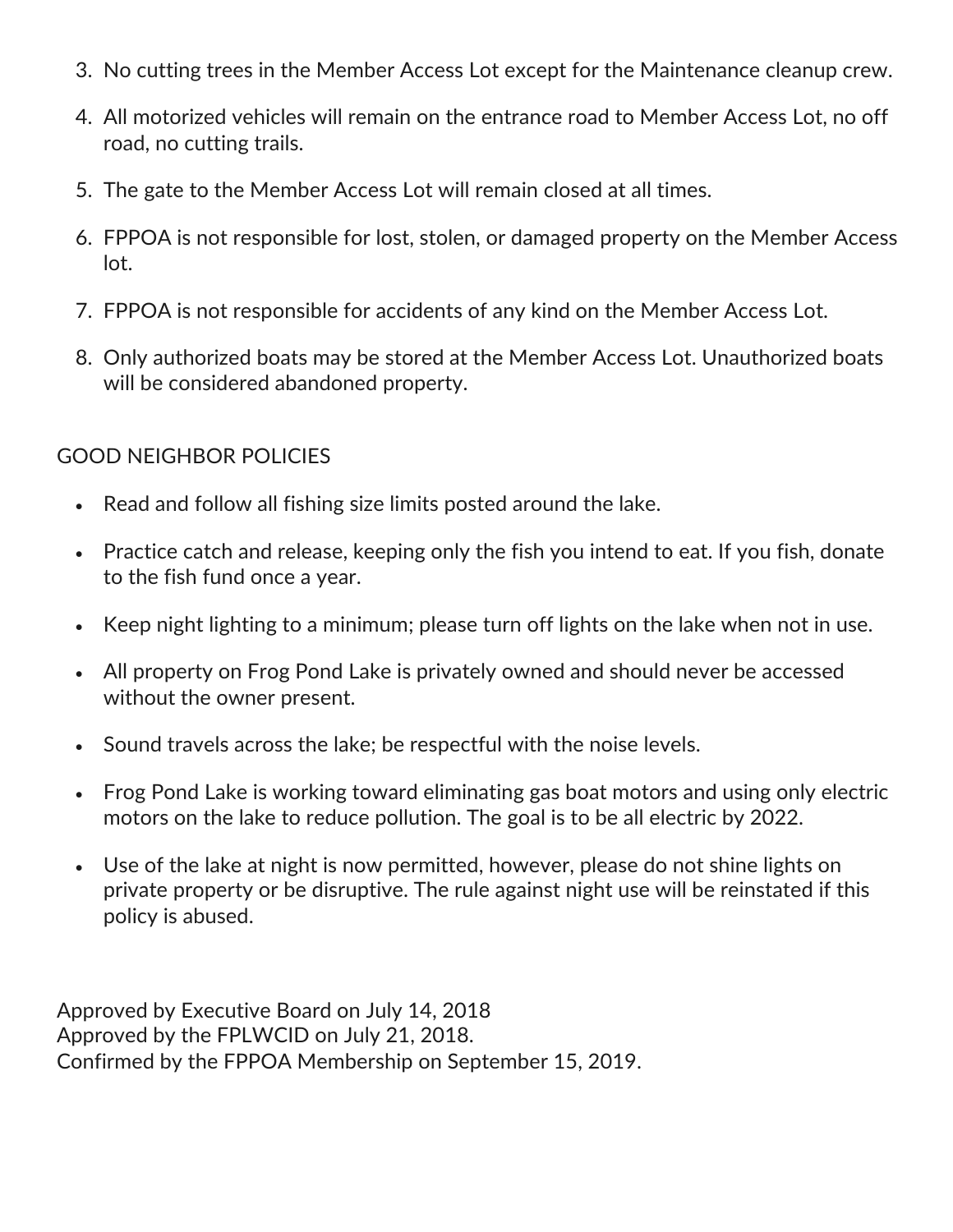3. No cutting trees in the Member Access Lot except for the Maintenance cleanup crew.
4. All motorized vehicles will remain on the entrance road to Member Access Lot, no off road, no cutting trails.
5. The gate to the Member Access Lot will remain closed at all times.
6. FPPOA is not responsible for lost, stolen, or damaged property on the Member Access lot.
7. FPPOA is not responsible for accidents of any kind on the Member Access Lot.
8. Only authorized boats may be stored at the Member Access Lot. Unauthorized boats will be considered abandoned property.

GOOD NEIGHBOR POLICIES

- Read and follow all fishing size limits posted around the lake.
- Practice catch and release, keeping only the fish you intend to eat. If you fish, donate to the fish fund once a year.
- Keep night lighting to a minimum; please turn off lights on the lake when not in use.
- All property on Frog Pond Lake is privately owned and should never be accessed without the owner present.
- Sound travels across the lake; be respectful with the noise levels.
- Frog Pond Lake is working toward eliminating gas boat motors and using only electric motors on the lake to reduce pollution. The goal is to be all electric by 2022.
- Use of the lake at night is now permitted, however, please do not shine lights on private property or be disruptive. The rule against night use will be reinstated if this policy is abused.

Approved by Executive Board on July 14, 2018
Approved by the FPLWCID on July 21, 2018.
Confirmed by the FPPOA Membership on September 15, 2019.